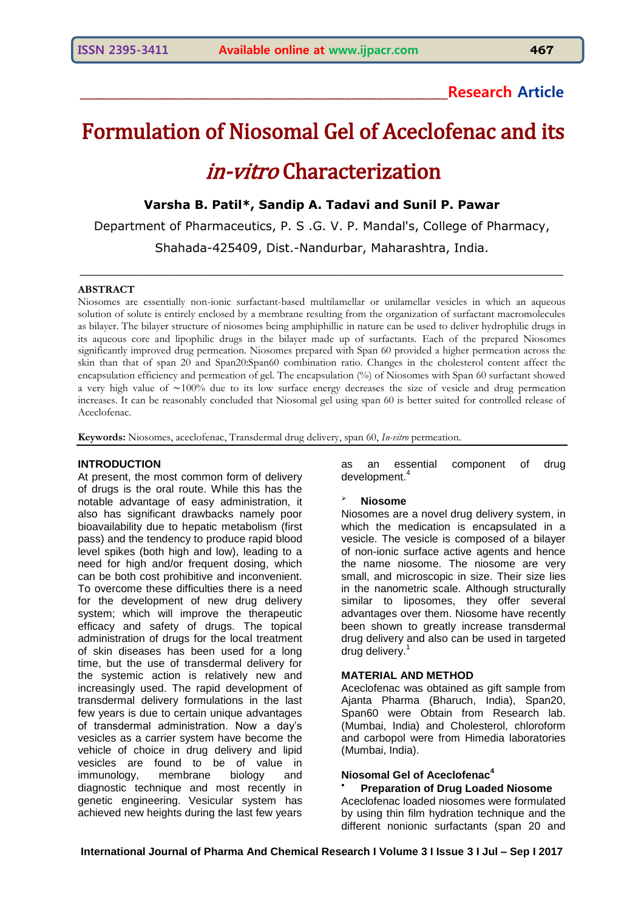**Research Article**

# Formulation of Niosomal Gel of Aceclofenac and its *in-vitro* Characterization

**Varsha B. Patil\*, Sandip A. Tadavi and Sunil P. Pawar**

Department of Pharmaceutics, P. S .G. V. P. Mandal's, College of Pharmacy, Shahada-425409, Dist.-Nandurbar, Maharashtra, India.

## ABSTRACT

Niosomes are essentially non-ionic surfactant-based multilamellar or unilamellar vesicles in which an aqueous solution of solute is entirely enclosed by a membrane resulting from the organization of surfactant macromolecules as bilayer. The bilayer structure of niosomes being amphiphillic in nature can be used to deliver hydrophilic drugs in its aqueous core and lipophilic drugs in the bilayer made up of surfactants. Each of the prepared Niosomes significantly improved drug permeation. Niosomes prepared with Span 60 provided a higher permeation across the skin than that of span 20 and Span20:Span60 combination ratio. Changes in the cholesterol content affect the encapsulation efficiency and permeation of gel. The encapsulation (%) of Niosomes with Span 60 surfactant showed a very high value of ∼100% due to its low surface energy decreases the size of vesicle and drug permeation increases. It can be reasonably concluded that Niosomal gel using span 60 is better suited for controlled release of Aceclofenac.

**Keywords:** Niosomes, aceclofenac, Transdermal drug delivery, span 60, *In-vitro* permeation.

## INTRODUCTION

At present, the most common form of delivery of drugs is the oral route. While this has the notable advantage of easy administration, it also has significant drawbacks namely poor bioavailability due to hepatic metabolism (first pass) and the tendency to produce rapid blood level spikes (both high and low), leading to a need for high and/or frequent dosing, which can be both cost prohibitive and inconvenient. To overcome these difficulties there is a need for the development of new drug delivery system; which will improve the therapeutic efficacy and safety of drugs. The topical administration of drugs for the local treatment of skin diseases has been used for a long time, but the use of transdermal delivery for the systemic action is relatively new and increasingly used. The rapid development of transdermal delivery formulations in the last few years is due to certain unique advantages of transdermal administration. Now a day's vesicles as a carrier system have become the vehicle of choice in drug delivery and lipid vesicles are found to be of value in immunology, membrane biology and diagnostic technique and most recently in genetic engineering. Vesicular system has achieved new heights during the last few years as an essential component of drug development.[4]

### Niosome

Niosomes are a novel drug delivery system, in which the medication is encapsulated in a vesicle. The vesicle is composed of a bilayer of non-ionic surface active agents and hence the name niosome. The niosome are very small, and microscopic in size. Their size lies in the nanometric scale. Although structurally similar to liposomes, they offer several advantages over them. Niosome have recently been shown to greatly increase transdermal drug delivery and also can be used in targeted drug delivery.[1]

## MATERIAL AND METHOD

Aceclofenac was obtained as gift sample from Ajanta Pharma (Bharuch, India), Span20, Span60 were Obtain from Research lab. (Mumbai, India) and Cholesterol, chloroform and carbopol were from Himedia laboratories (Mumbai, India).

### Niosomal Gel of Aceclofenac[4]

- **Preparation of Drug Loaded Niosome**

Aceclofenac loaded niosomes were formulated by using thin film hydration technique and the different nonionic surfactants (span 20 and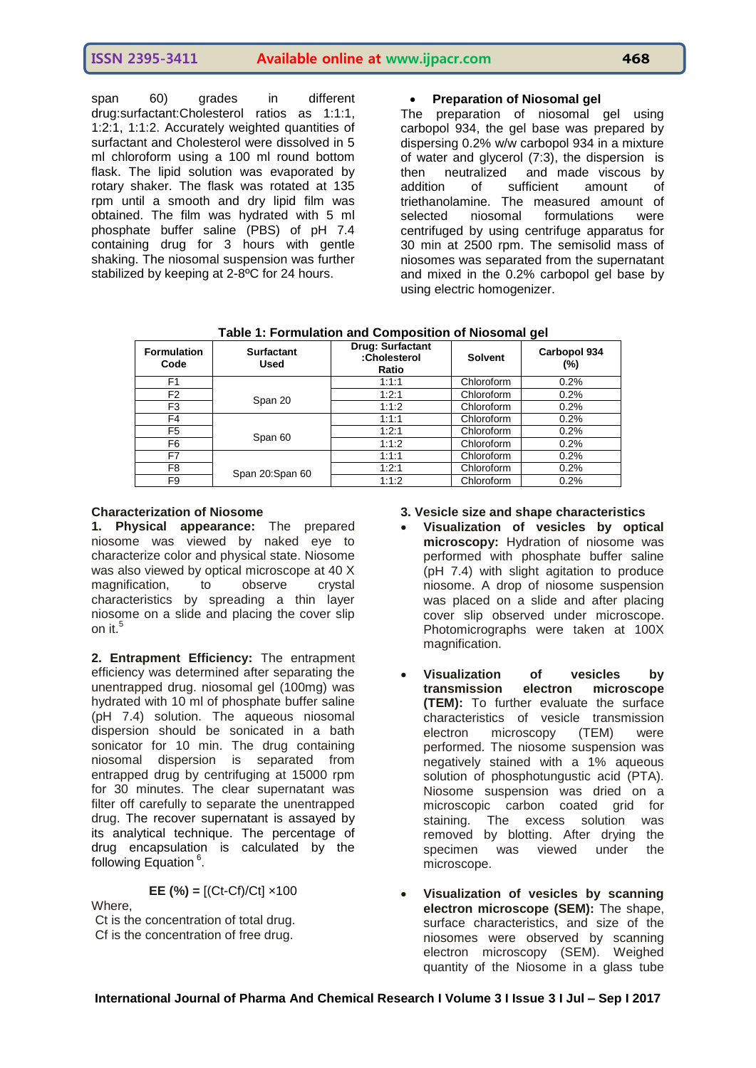span 60) grades in different drug:surfactant:Cholesterol ratios as 1:1:1, 1:2:1, 1:1:2. Accurately weighted quantities of surfactant and Cholesterol were dissolved in 5 ml chloroform using a 100 ml round bottom flask. The lipid solution was evaporated by rotary shaker. The flask was rotated at 135 rpm until a smooth and dry lipid film was obtained. The film was hydrated with 5 ml phosphate buffer saline (PBS) of pH 7.4 containing drug for 3 hours with gentle shaking. The niosomal suspension was further stabilized by keeping at 2-8⁰C for 24 hours.

- **Preparation of Niosomal gel**

The preparation of niosomal gel using carbopol 934, the gel base was prepared by dispersing 0.2% w/w carbopol 934 in a mixture of water and glycerol (7:3), the dispersion is then neutralized and made viscous by addition of sufficient amount of triethanolamine. The measured amount of selected niosomal formulations were centrifuged by using centrifuge apparatus for 30 min at 2500 rpm. The semisolid mass of niosomes was separated from the supernatant and mixed in the 0.2% carbopol gel base by using electric homogenizer.

**Table 1: Formulation and Composition of Niosomal gel**

| Formulation Code | Surfactant Used | Drug: Surfactant :Cholesterol Ratio | Solvent | Carbopol 934 (%) |
|---|---|---|---|---|
| F1 | Span 20 | 1:1:1 | Chloroform | 0.2% |
| F2 | | 1:2:1 | Chloroform | 0.2% |
| F3 | | 1:1:2 | Chloroform | 0.2% |
| F4 | Span 60 | 1:1:1 | Chloroform | 0.2% |
| F5 | | 1:2:1 | Chloroform | 0.2% |
| F6 | | 1:1:2 | Chloroform | 0.2% |
| F7 | Span 20:Span 60 | 1:1:1 | Chloroform | 0.2% |
| F8 | | 1:2:1 | Chloroform | 0.2% |
| F9 | | 1:1:2 | Chloroform | 0.2% |

**Characterization of Niosome**

**1. Physical appearance:** The prepared niosome was viewed by naked eye to characterize color and physical state. Niosome was also viewed by optical microscope at 40 X magnification, to observe crystal characteristics by spreading a thin layer niosome on a slide and placing the cover slip on it.[5]

**2. Entrapment Efficiency:** The entrapment efficiency was determined after separating the unentrapped drug. niosomal gel (100mg) was hydrated with 10 ml of phosphate buffer saline (pH 7.4) solution. The aqueous niosomal dispersion should be sonicated in a bath sonicator for 10 min. The drug containing niosomal dispersion is separated from entrapped drug by centrifuging at 15000 rpm for 30 minutes. The clear supernatant was filter off carefully to separate the unentrapped drug. The recover supernatant is assayed by its analytical technique. The percentage of drug encapsulation is calculated by the following Equation [6].

$$\textbf{EE (\%)} = [(C_t - C_f)/C_t] \times 100$$

Where,
$C_t$ is the concentration of total drug.
$C_f$ is the concentration of free drug.

**3. Vesicle size and shape characteristics**

- **Visualization of vesicles by optical microscopy:** Hydration of niosome was performed with phosphate buffer saline (pH 7.4) with slight agitation to produce niosome. A drop of niosome suspension was placed on a slide and after placing cover slip observed under microscope. Photomicrographs were taken at 100X magnification.

- **Visualization of vesicles by transmission electron microscope (TEM):** To further evaluate the surface characteristics of vesicle transmission electron microscopy (TEM) were performed. The niosome suspension was negatively stained with a 1% aqueous solution of phosphotungistic acid (PTA). Niosome suspension was dried on a microscopic carbon coated grid for staining. The excess solution was removed by blotting. After drying the specimen was viewed under the microscope.

- **Visualization of vesicles by scanning electron microscope (SEM):** The shape, surface characteristics, and size of the niosomes were observed by scanning electron microscopy (SEM). Weighed quantity of the Niosome in a glass tube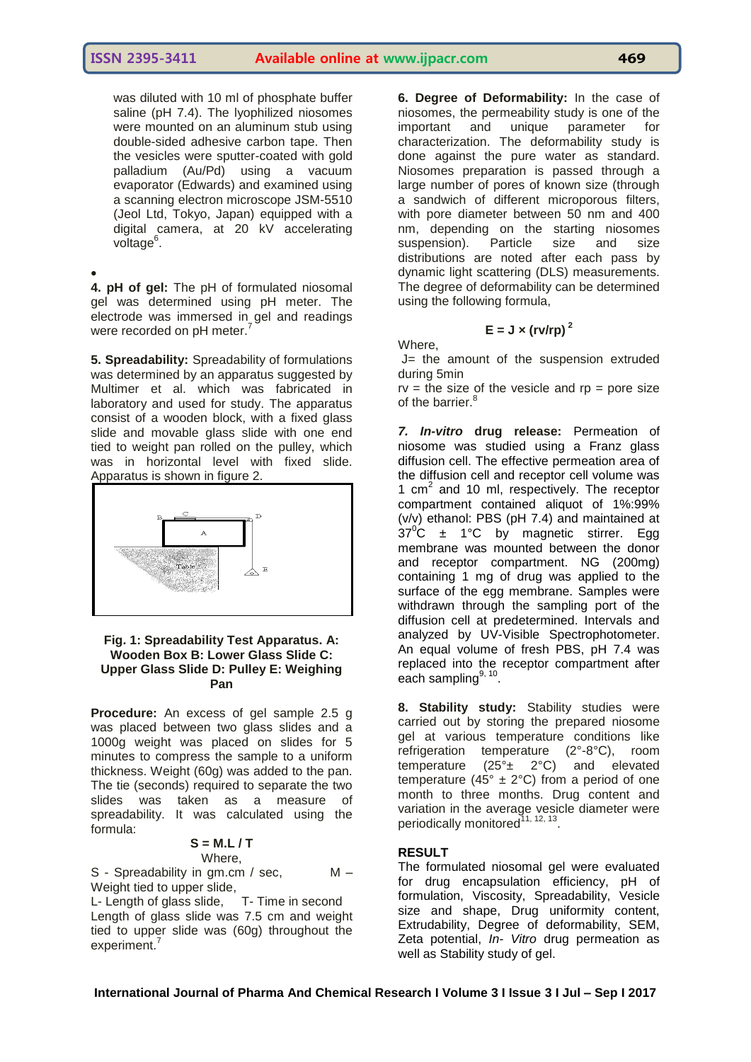was diluted with 10 ml of phosphate buffer saline (pH 7.4). The lyophilized niosomes were mounted on an aluminum stub using double-sided adhesive carbon tape. Then the vesicles were sputter-coated with gold palladium (Au/Pd) using a vacuum evaporator (Edwards) and examined using a scanning electron microscope JSM-5510 (Jeol Ltd, Tokyo, Japan) equipped with a digital camera, at 20 kV accelerating voltage[6].

•

**4. pH of gel:** The pH of formulated niosomal gel was determined using pH meter. The electrode was immersed in gel and readings were recorded on pH meter.[7]

**5. Spreadability:** Spreadability of formulations was determined by an apparatus suggested by Multimer et al. which was fabricated in laboratory and used for study. The apparatus consist of a wooden block, with a fixed glass slide and movable glass slide with one end tied to weight pan rolled on the pulley, which was in horizontal level with fixed slide. Apparatus is shown in figure 2.

**Fig. 1: Spreadability Test Apparatus. A: Wooden Box B: Lower Glass Slide C: Upper Glass Slide D: Pulley E: Weighing Pan**

**Procedure:** An excess of gel sample 2.5 g was placed between two glass slides and a 1000g weight was placed on slides for 5 minutes to compress the sample to a uniform thickness. Weight (60g) was added to the pan. The tie (seconds) required to separate the two slides was taken as a measure of spreadability. It was calculated using the formula:

$$S = M.L / T$$

Where,

S - Spreadability in gm.cm / sec, M – Weight tied to upper slide,
L- Length of glass slide, T- Time in second
Length of glass slide was 7.5 cm and weight tied to upper slide was (60g) throughout the experiment.[7]

**6. Degree of Deformability:** In the case of niosomes, the permeability study is one of the important and unique parameter for characterization. The deformability study is done against the pure water as standard. Niosomes preparation is passed through a large number of pores of known size (through a sandwich of different microporous filters, with pore diameter between 50 nm and 400 nm, depending on the starting niosomes suspension). Particle size and size distributions are noted after each pass by dynamic light scattering (DLS) measurements. The degree of deformability can be determined using the following formula,

$$E = J \times (rv/rp)^2$$

Where,
J= the amount of the suspension extruded during 5min
rv = the size of the vesicle and rp = pore size of the barrier.[8]

***7. In-vitro* drug release:** Permeation of niosome was studied using a Franz glass diffusion cell. The effective permeation area of the diffusion cell and receptor cell volume was 1 $cm^2$ and 10 ml, respectively. The receptor compartment contained aliquot of 1%:99% (v/v) ethanol: PBS (pH 7.4) and maintained at $37^0$C ± 1°C by magnetic stirrer. Egg membrane was mounted between the donor and receptor compartment. NG (200mg) containing 1 mg of drug was applied to the surface of the egg membrane. Samples were withdrawn through the sampling port of the diffusion cell at predetermined. Intervals and analyzed by UV-Visible Spectrophotometer. An equal volume of fresh PBS, pH 7.4 was replaced into the receptor compartment after each sampling[9, 10].

**8. Stability study:** Stability studies were carried out by storing the prepared niosome gel at various temperature conditions like refrigeration temperature (2°-8°C), room temperature (25°± 2°C) and elevated temperature (45° ± 2°C) from a period of one month to three months. Drug content and variation in the average vesicle diameter were periodically monitored[11, 12, 13].

## RESULT

The formulated niosomal gel were evaluated for drug encapsulation efficiency, pH of formulation, Viscosity, Spreadability, Vesicle size and shape, Drug uniformity content, Extrudability, Degree of deformability, SEM, Zeta potential, *In- Vitro* drug permeation as well as Stability study of gel.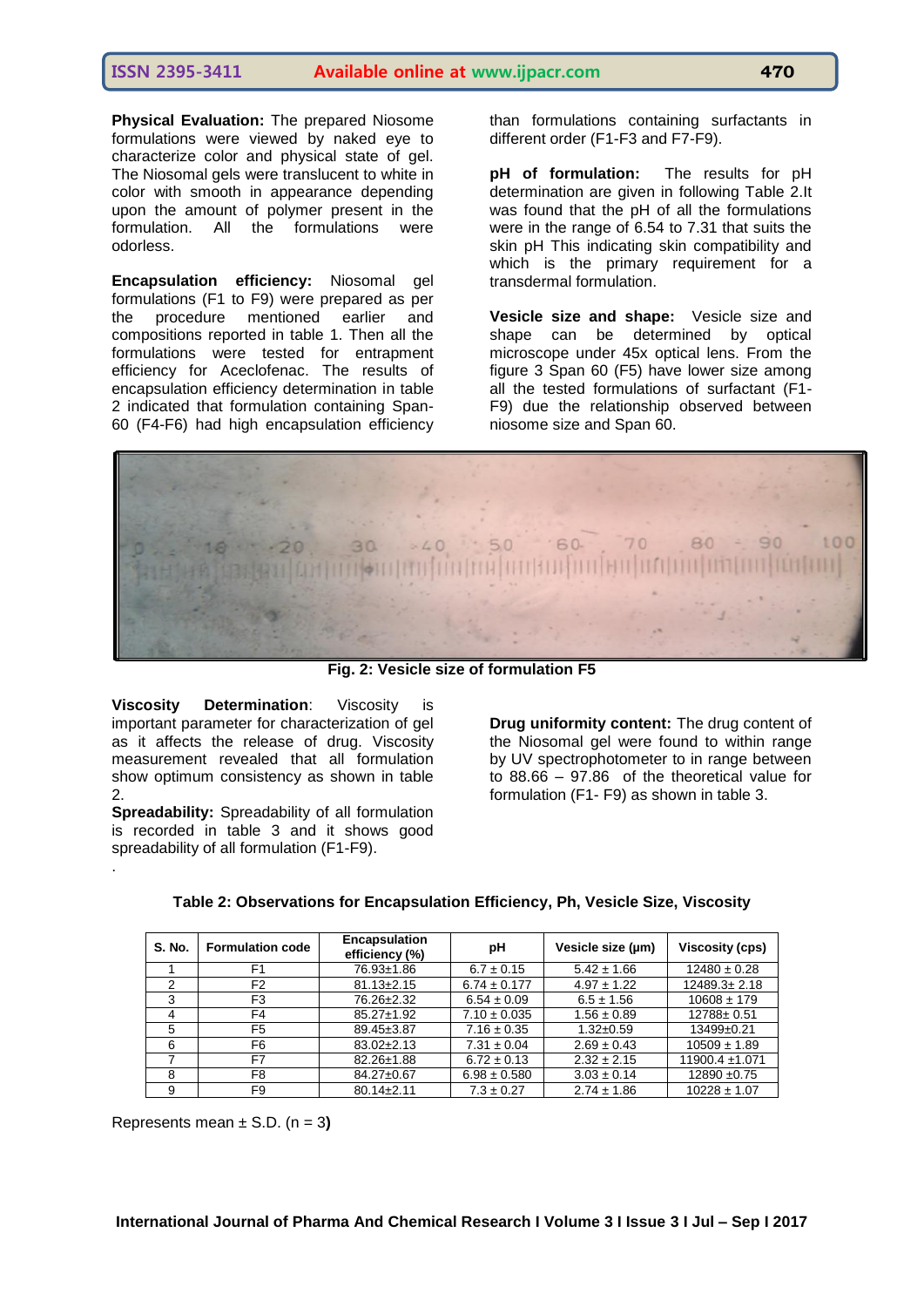**Physical Evaluation:** The prepared Niosome formulations were viewed by naked eye to characterize color and physical state of gel. The Niosomal gels were translucent to white in color with smooth in appearance depending upon the amount of polymer present in the formulation. All the formulations were odorless.

**Encapsulation efficiency:** Niosomal gel formulations (F1 to F9) were prepared as per the procedure mentioned earlier and compositions reported in table 1. Then all the formulations were tested for entrapment efficiency for Aceclofenac. The results of encapsulation efficiency determination in table 2 indicated that formulation containing Span-60 (F4-F6) had high encapsulation efficiency than formulations containing surfactants in different order (F1-F3 and F7-F9).

**pH of formulation:** The results for pH determination are given in following Table 2.It was found that the pH of all the formulations were in the range of 6.54 to 7.31 that suits the skin pH This indicating skin compatibility and which is the primary requirement for a transdermal formulation.

**Vesicle size and shape:** Vesicle size and shape can be determined by optical microscope under 45x optical lens. From the figure 3 Span 60 (F5) have lower size among all the tested formulations of surfactant (F1-F9) due the relationship observed between niosome size and Span 60.

**Fig. 2: Vesicle size of formulation F5**

**Viscosity Determination**: Viscosity is important parameter for characterization of gel as it affects the release of drug. Viscosity measurement revealed that all formulation show optimum consistency as shown in table 2.

**Spreadability:** Spreadability of all formulation is recorded in table 3 and it shows good spreadability of all formulation (F1-F9).

**Drug uniformity content:** The drug content of the Niosomal gel were found to within range by UV spectrophotometer to in range between to 88.66 – 97.86 of the theoretical value for formulation (F1- F9) as shown in table 3.

**Table 2: Observations for Encapsulation Efficiency, Ph, Vesicle Size, Viscosity**

| S. No. | Formulation code | Encapsulation efficiency (%) | pH | Vesicle size (µm) | Viscosity (cps) |
|---|---|---|---|---|---|
| 1 | F1 | 76.93±1.86 | 6.7 ± 0.15 | 5.42 ± 1.66 | 12480 ± 0.28 |
| 2 | F2 | 81.13±2.15 | 6.74 ± 0.177 | 4.97 ± 1.22 | 12489.3± 2.18 |
| 3 | F3 | 76.26±2.32 | 6.54 ± 0.09 | 6.5 ± 1.56 | 10608 ± 179 |
| 4 | F4 | 85.27±1.92 | 7.10 ± 0.035 | 1.56 ± 0.89 | 12788± 0.51 |
| 5 | F5 | 89.45±3.87 | 7.16 ± 0.35 | 1.32±0.59 | 13499±0.21 |
| 6 | F6 | 83.02±2.13 | 7.31 ± 0.04 | 2.69 ± 0.43 | 10509 ± 1.89 |
| 7 | F7 | 82.26±1.88 | 6.72 ± 0.13 | 2.32 ± 2.15 | 11900.4 ±1.071 |
| 8 | F8 | 84.27±0.67 | 6.98 ± 0.580 | 3.03 ± 0.14 | 12890 ±0.75 |
| 9 | F9 | 80.14±2.11 | 7.3 ± 0.27 | 2.74 ± 1.86 | 10228 ± 1.07 |

Represents mean ± S.D. (n = 3**)**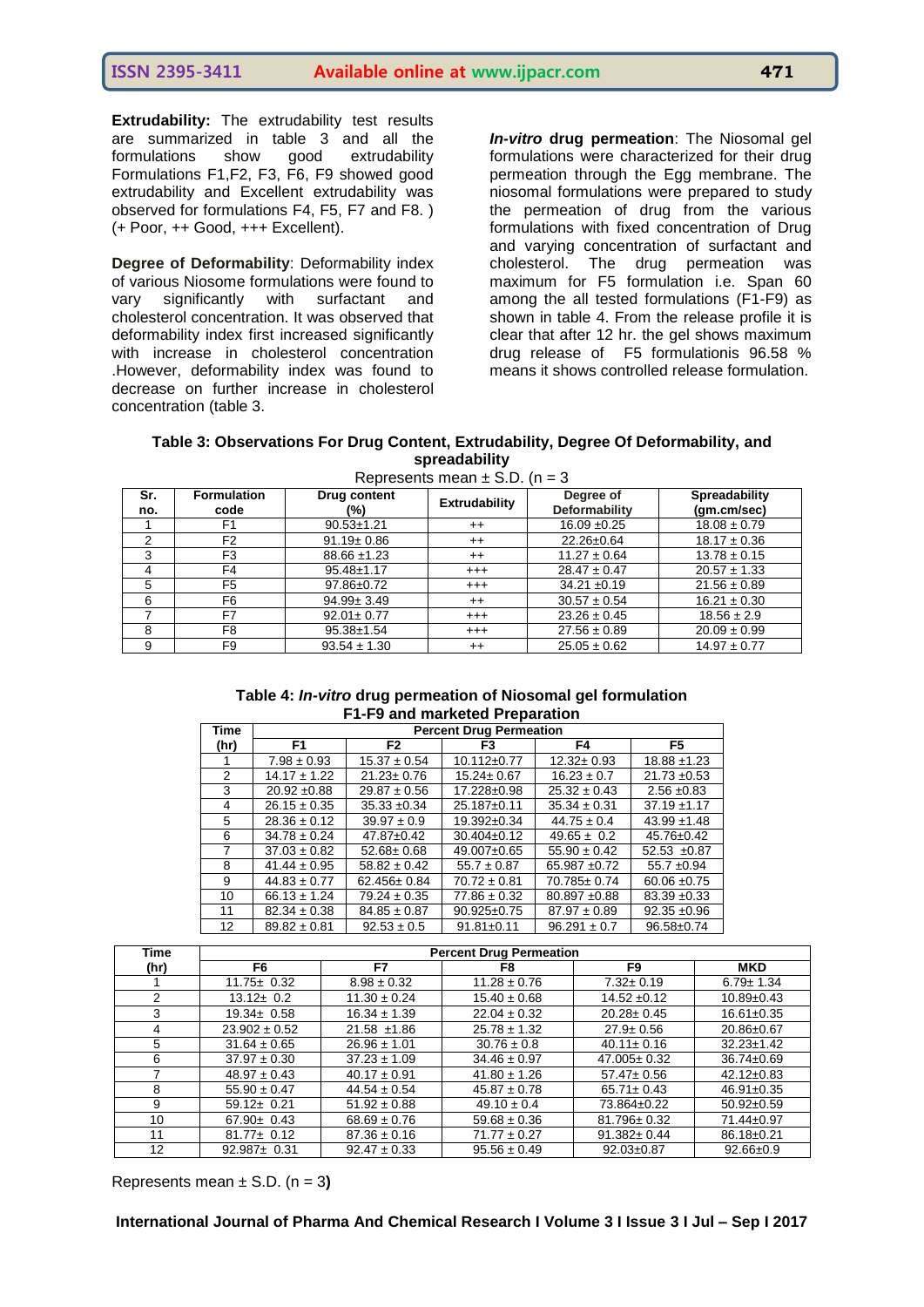**Extrudability:** The extrudability test results are summarized in table 3 and all the formulations show good extrudability Formulations F1,F2, F3, F6, F9 showed good extrudability and Excellent extrudability was observed for formulations F4, F5, F7 and F8. ) (+ Poor, ++ Good, +++ Excellent).

**Degree of Deformability**: Deformability index of various Niosome formulations were found to vary significantly with surfactant and cholesterol concentration. It was observed that deformability index first increased significantly with increase in cholesterol concentration .However, deformability index was found to decrease on further increase in cholesterol concentration (table 3.

***In-vitro*** **drug permeation**: The Niosomal gel formulations were characterized for their drug permeation through the Egg membrane. The niosomal formulations were prepared to study the permeation of drug from the various formulations with fixed concentration of Drug and varying concentration of surfactant and cholesterol. The drug permeation was maximum for F5 formulation i.e. Span 60 among the all tested formulations (F1-F9) as shown in table 4. From the release profile it is clear that after 12 hr. the gel shows maximum drug release of F5 formulationis 96.58 % means it shows controlled release formulation.

**Table 3: Observations For Drug Content, Extrudability, Degree Of Deformability, and spreadability**

Represents mean ± S.D. (n = 3

| Sr. no. | Formulation code | Drug content (%) | Extrudability | Degree of Deformability | Spreadability (gm.cm/sec) |
|---|---|---|---|---|---|
| 1 | F1 | 90.53±1.21 | ++ | 16.09 ±0.25 | 18.08 ± 0.79 |
| 2 | F2 | 91.19± 0.86 | ++ | 22.26±0.64 | 18.17 ± 0.36 |
| 3 | F3 | 88.66 ±1.23 | ++ | 11.27 ± 0.64 | 13.78 ± 0.15 |
| 4 | F4 | 95.48±1.17 | +++ | 28.47 ± 0.47 | 20.57 ± 1.33 |
| 5 | F5 | 97.86±0.72 | +++ | 34.21 ±0.19 | 21.56 ± 0.89 |
| 6 | F6 | 94.99± 3.49 | ++ | 30.57 ± 0.54 | 16.21 ± 0.30 |
| 7 | F7 | 92.01± 0.77 | +++ | 23.26 ± 0.45 | 18.56 ± 2.9 |
| 8 | F8 | 95.38±1.54 | +++ | 27.56 ± 0.89 | 20.09 ± 0.99 |
| 9 | F9 | 93.54 ± 1.30 | ++ | 25.05 ± 0.62 | 14.97 ± 0.77 |

**Table 4: *In-vitro* drug permeation of Niosomal gel formulation F1-F9 and marketed Preparation**

| Time (hr) | Percent Drug Permeation | | | | |
|---|---|---|---|---|---|
| | F1 | F2 | F3 | F4 | F5 |
| 1 | 7.98 ± 0.93 | 15.37 ± 0.54 | 10.112±0.77 | 12.32± 0.93 | 18.88 ±1.23 |
| 2 | 14.17 ± 1.22 | 21.23± 0.76 | 15.24± 0.67 | 16.23 ± 0.7 | 21.73 ±0.53 |
| 3 | 20.92 ±0.88 | 29.87 ± 0.56 | 17.228±0.98 | 25.32 ± 0.43 | 2.56 ±0.83 |
| 4 | 26.15 ± 0.35 | 35.33 ±0.34 | 25.187±0.11 | 35.34 ± 0.31 | 37.19 ±1.17 |
| 5 | 28.36 ± 0.12 | 39.97 ± 0.9 | 19.392±0.34 | 44.75 ± 0.4 | 43.99 ±1.48 |
| 6 | 34.78 ± 0.24 | 47.87±0.42 | 30.404±0.12 | 49.65 ± 0.2 | 45.76±0.42 |
| 7 | 37.03 ± 0.82 | 52.68± 0.68 | 49.007±0.65 | 55.90 ± 0.42 | 52.53 ±0.87 |
| 8 | 41.44 ± 0.95 | 58.82 ± 0.42 | 55.7 ± 0.87 | 65.987 ±0.72 | 55.7 ±0.94 |
| 9 | 44.83 ± 0.77 | 62.456± 0.84 | 70.72 ± 0.81 | 70.785± 0.74 | 60.06 ±0.75 |
| 10 | 66.13 ± 1.24 | 79.24 ± 0.35 | 77.86 ± 0.32 | 80.897 ±0.88 | 83.39 ±0.33 |
| 11 | 82.34 ± 0.38 | 84.85 ± 0.87 | 90.925±0.75 | 87.97 ± 0.89 | 92.35 ±0.96 |
| 12 | 89.82 ± 0.81 | 92.53 ± 0.5 | 91.81±0.11 | 96.291 ± 0.7 | 96.58±0.74 |

| Time (hr) | Percent Drug Permeation | | | | |
|---|---|---|---|---|---|
| | F6 | F7 | F8 | F9 | MKD |
| 1 | 11.75± 0.32 | 8.98 ± 0.32 | 11.28 ± 0.76 | 7.32± 0.19 | 6.79± 1.34 |
| 2 | 13.12± 0.2 | 11.30 ± 0.24 | 15.40 ± 0.68 | 14.52 ±0.12 | 10.89±0.43 |
| 3 | 19.34± 0.58 | 16.34 ± 1.39 | 22.04 ± 0.32 | 20.28± 0.45 | 16.61±0.35 |
| 4 | 23.902 ± 0.52 | 21.58 ±1.86 | 25.78 ± 1.32 | 27.9± 0.56 | 20.86±0.67 |
| 5 | 31.64 ± 0.65 | 26.96 ± 1.01 | 30.76 ± 0.8 | 40.11± 0.16 | 32.23±1.42 |
| 6 | 37.97 ± 0.30 | 37.23 ± 1.09 | 34.46 ± 0.97 | 47.005± 0.32 | 36.74±0.69 |
| 7 | 48.97 ± 0.43 | 40.17 ± 0.91 | 41.80 ± 1.26 | 57.47± 0.56 | 42.12±0.83 |
| 8 | 55.90 ± 0.47 | 44.54 ± 0.54 | 45.87 ± 0.78 | 65.71± 0.43 | 46.91±0.35 |
| 9 | 59.12± 0.21 | 51.92 ± 0.88 | 49.10 ± 0.4 | 73.864±0.22 | 50.92±0.59 |
| 10 | 67.90± 0.43 | 68.69 ± 0.76 | 59.68 ± 0.36 | 81.796± 0.32 | 71.44±0.97 |
| 11 | 81.77± 0.12 | 87.36 ± 0.16 | 71.77 ± 0.27 | 91.382± 0.44 | 86.18±0.21 |
| 12 | 92.987± 0.31 | 92.47 ± 0.33 | 95.56 ± 0.49 | 92.03±0.87 | 92.66±0.9 |

Represents mean ± S.D. (n = 3**)**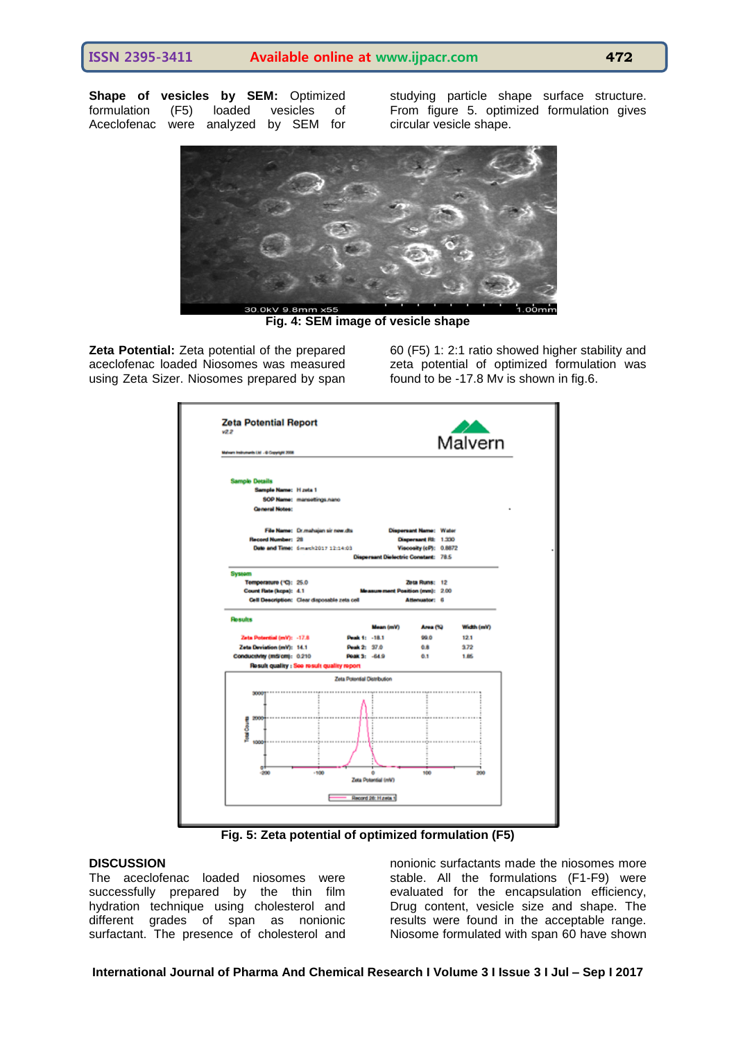**Shape of vesicles by SEM:** Optimized formulation (F5) loaded vesicles of Aceclofenac were analyzed by SEM for studying particle shape surface structure. From figure 5. optimized formulation gives circular vesicle shape.

**Fig. 4: SEM image of vesicle shape**

**Zeta Potential:** Zeta potential of the prepared aceclofenac loaded Niosomes was measured using Zeta Sizer. Niosomes prepared by span 60 (F5) 1: 2:1 ratio showed higher stability and zeta potential of optimized formulation was found to be -17.8 Mv is shown in fig.6.

**Fig. 5: Zeta potential of optimized formulation (F5)**

## DISCUSSION

The aceclofenac loaded niosomes were successfully prepared by the thin film hydration technique using cholesterol and different grades of span as nonionic surfactant. The presence of cholesterol and nonionic surfactants made the niosomes more stable. All the formulations (F1-F9) were evaluated for the encapsulation efficiency, Drug content, vesicle size and shape. The results were found in the acceptable range. Niosome formulated with span 60 have shown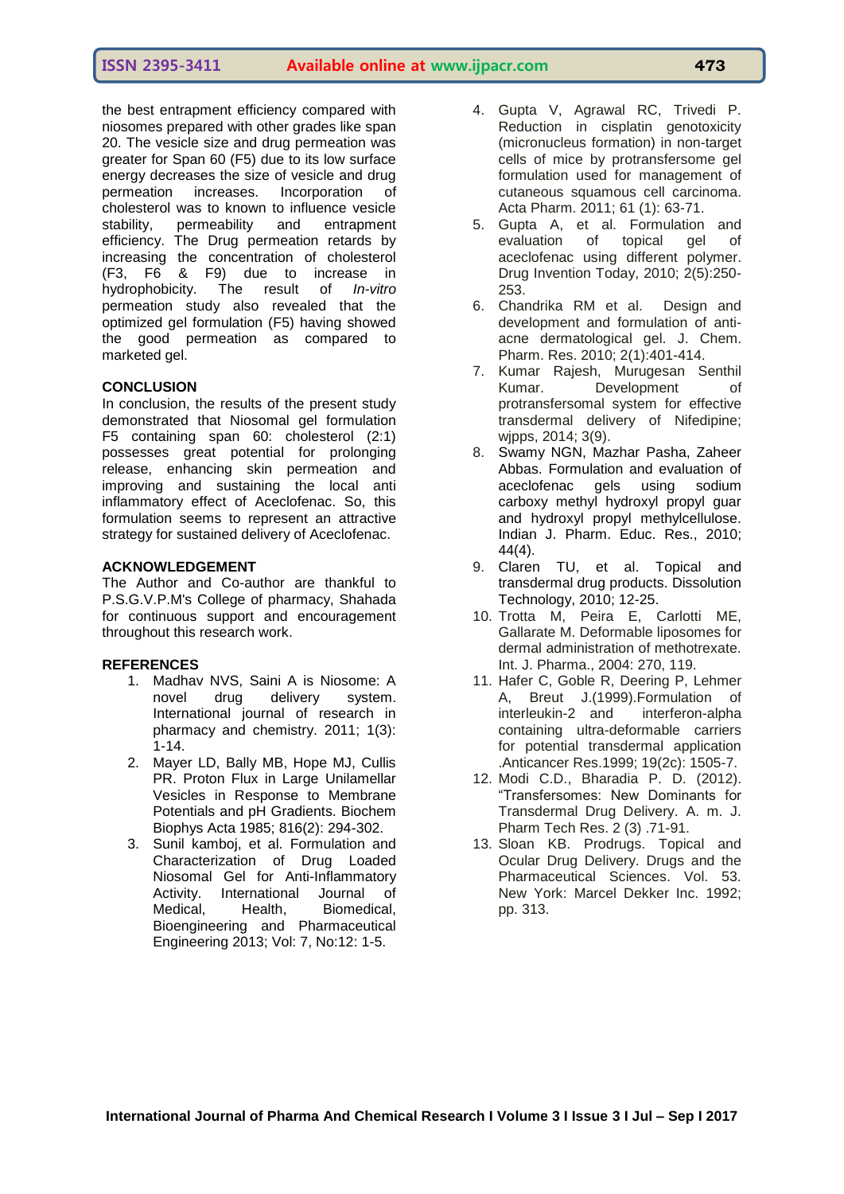the best entrapment efficiency compared with niosomes prepared with other grades like span 20. The vesicle size and drug permeation was greater for Span 60 (F5) due to its low surface energy decreases the size of vesicle and drug permeation increases. Incorporation of cholesterol was to known to influence vesicle stability, permeability and entrapment efficiency. The Drug permeation retards by increasing the concentration of cholesterol (F3, F6 & F9) due to increase in hydrophobicity. The result of *In-vitro* permeation study also revealed that the optimized gel formulation (F5) having showed the good permeation as compared to marketed gel.

## CONCLUSION

In conclusion, the results of the present study demonstrated that Niosomal gel formulation F5 containing span 60: cholesterol (2:1) possesses great potential for prolonging release, enhancing skin permeation and improving and sustaining the local anti inflammatory effect of Aceclofenac. So, this formulation seems to represent an attractive strategy for sustained delivery of Aceclofenac.

## ACKNOWLEDGEMENT

The Author and Co-author are thankful to P.S.G.V.P.M's College of pharmacy, Shahada for continuous support and encouragement throughout this research work.

## REFERENCES

1. Madhav NVS, Saini A is Niosome: A novel drug delivery system. International journal of research in pharmacy and chemistry. 2011; 1(3): 1-14.
2. Mayer LD, Bally MB, Hope MJ, Cullis PR. Proton Flux in Large Unilamellar Vesicles in Response to Membrane Potentials and pH Gradients. Biochem Biophys Acta 1985; 816(2): 294-302.
3. Sunil kamboj, et al. Formulation and Characterization of Drug Loaded Niosomal Gel for Anti-Inflammatory Activity. International Journal of Medical, Health, Biomedical, Bioengineering and Pharmaceutical Engineering 2013; Vol: 7, No:12: 1-5.
4. Gupta V, Agrawal RC, Trivedi P. Reduction in cisplatin genotoxicity (micronucleus formation) in non-target cells of mice by protransfersome gel formulation used for management of cutaneous squamous cell carcinoma. Acta Pharm. 2011; 61 (1): 63-71.
5. Gupta A, et al. Formulation and evaluation of topical gel of aceclofenac using different polymer. Drug Invention Today, 2010; 2(5):250-253.
6. Chandrika RM et al. Design and development and formulation of anti-acne dermatological gel. J. Chem. Pharm. Res. 2010; 2(1):401-414.
7. Kumar Rajesh, Murugesan Senthil Kumar. Development of protransfersomal system for effective transdermal delivery of Nifedipine; wjpps, 2014; 3(9).
8. Swamy NGN, Mazhar Pasha, Zaheer Abbas. Formulation and evaluation of aceclofenac gels using sodium carboxy methyl hydroxyl propyl guar and hydroxyl propyl methylcellulose. Indian J. Pharm. Educ. Res., 2010; 44(4).
9. Claren TU, et al. Topical and transdermal drug products. Dissolution Technology, 2010; 12-25.
10. Trotta M, Peira E, Carlotti ME, Gallarate M. Deformable liposomes for dermal administration of methotrexate. Int. J. Pharma., 2004: 270, 119.
11. Hafer C, Goble R, Deering P, Lehmer A, Breut J.(1999).Formulation of interleukin-2 and interferon-alpha containing ultra-deformable carriers for potential transdermal application .Anticancer Res.1999; 19(2c): 1505-7.
12. Modi C.D., Bharadia P. D. (2012). "Transfersomes: New Dominants for Transdermal Drug Delivery. A. m. J. Pharm Tech Res. 2 (3) .71-91.
13. Sloan KB. Prodrugs. Topical and Ocular Drug Delivery. Drugs and the Pharmaceutical Sciences. Vol. 53. New York: Marcel Dekker Inc. 1992; pp. 313.